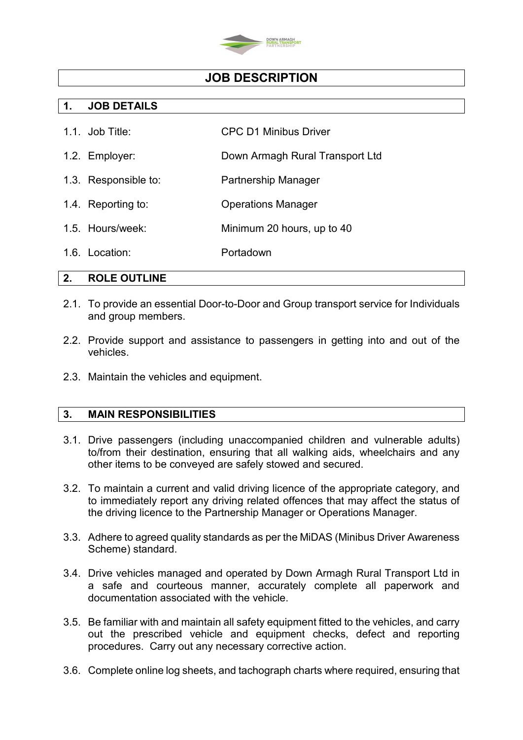# JOB DESCRIPTION

## 1. JOB DETAILS

1.1. Job Title: CPC D1 Minibus Driver

1.2. Employer: Down Armagh Rural Transport Ltd

1.3. Responsible to: Partnership Manager

1.4. Reporting to: Operations Manager

1.5. Hours/week: Minimum 20 hours, up to 40

1.6. Location: Portadown

## 2. ROLE OUTLINE

2.1. To provide an essential Door-to-Door and Group transport service for Individuals and group members.

2.2. Provide support and assistance to passengers in getting into and out of the vehicles.

2.3. Maintain the vehicles and equipment.

## 3. MAIN RESPONSIBILITIES

3.1. Drive passengers (including unaccompanied children and vulnerable adults) to/from their destination, ensuring that all walking aids, wheelchairs and any other items to be conveyed are safely stowed and secured.

3.2. To maintain a current and valid driving licence of the appropriate category, and to immediately report any driving related offences that may affect the status of the driving licence to the Partnership Manager or Operations Manager.

3.3. Adhere to agreed quality standards as per the MiDAS (Minibus Driver Awareness Scheme) standard.

3.4. Drive vehicles managed and operated by Down Armagh Rural Transport Ltd in a safe and courteous manner, accurately complete all paperwork and documentation associated with the vehicle.

3.5. Be familiar with and maintain all safety equipment fitted to the vehicles, and carry out the prescribed vehicle and equipment checks, defect and reporting procedures. Carry out any necessary corrective action.

3.6. Complete online log sheets, and tachograph charts where required, ensuring that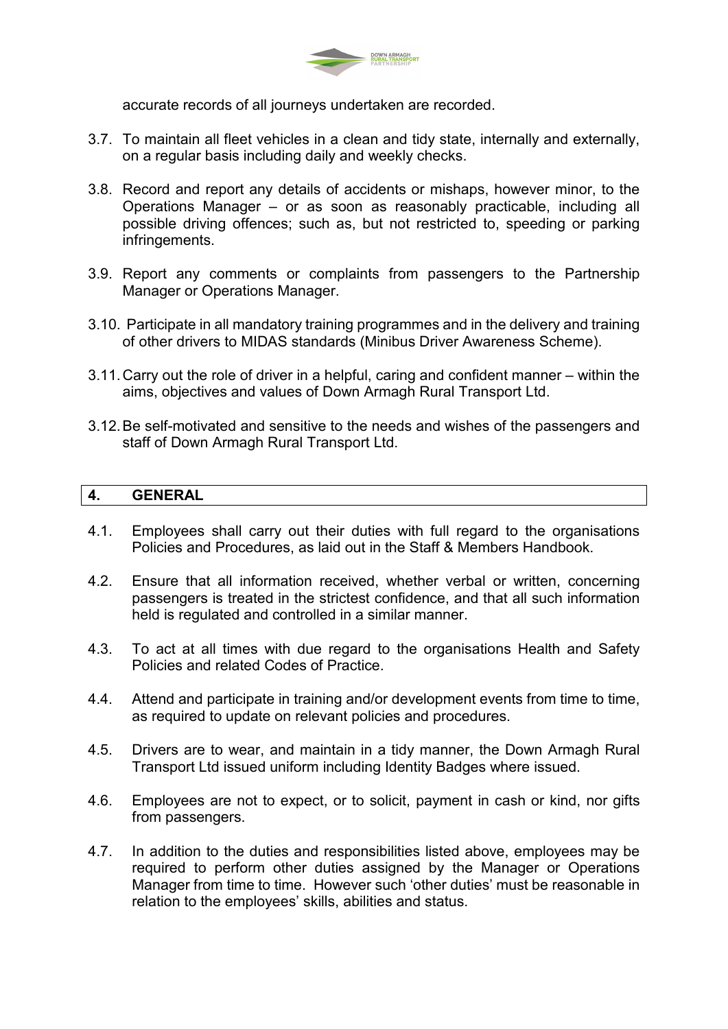accurate records of all journeys undertaken are recorded.

3.7. To maintain all fleet vehicles in a clean and tidy state, internally and externally, on a regular basis including daily and weekly checks.

3.8. Record and report any details of accidents or mishaps, however minor, to the Operations Manager – or as soon as reasonably practicable, including all possible driving offences; such as, but not restricted to, speeding or parking infringements.

3.9. Report any comments or complaints from passengers to the Partnership Manager or Operations Manager.

3.10. Participate in all mandatory training programmes and in the delivery and training of other drivers to MIDAS standards (Minibus Driver Awareness Scheme).

3.11. Carry out the role of driver in a helpful, caring and confident manner – within the aims, objectives and values of Down Armagh Rural Transport Ltd.

3.12. Be self-motivated and sensitive to the needs and wishes of the passengers and staff of Down Armagh Rural Transport Ltd.

## 4. GENERAL

4.1. Employees shall carry out their duties with full regard to the organisations Policies and Procedures, as laid out in the Staff & Members Handbook.

4.2. Ensure that all information received, whether verbal or written, concerning passengers is treated in the strictest confidence, and that all such information held is regulated and controlled in a similar manner.

4.3. To act at all times with due regard to the organisations Health and Safety Policies and related Codes of Practice.

4.4. Attend and participate in training and/or development events from time to time, as required to update on relevant policies and procedures.

4.5. Drivers are to wear, and maintain in a tidy manner, the Down Armagh Rural Transport Ltd issued uniform including Identity Badges where issued.

4.6. Employees are not to expect, or to solicit, payment in cash or kind, nor gifts from passengers.

4.7. In addition to the duties and responsibilities listed above, employees may be required to perform other duties assigned by the Manager or Operations Manager from time to time. However such 'other duties' must be reasonable in relation to the employees' skills, abilities and status.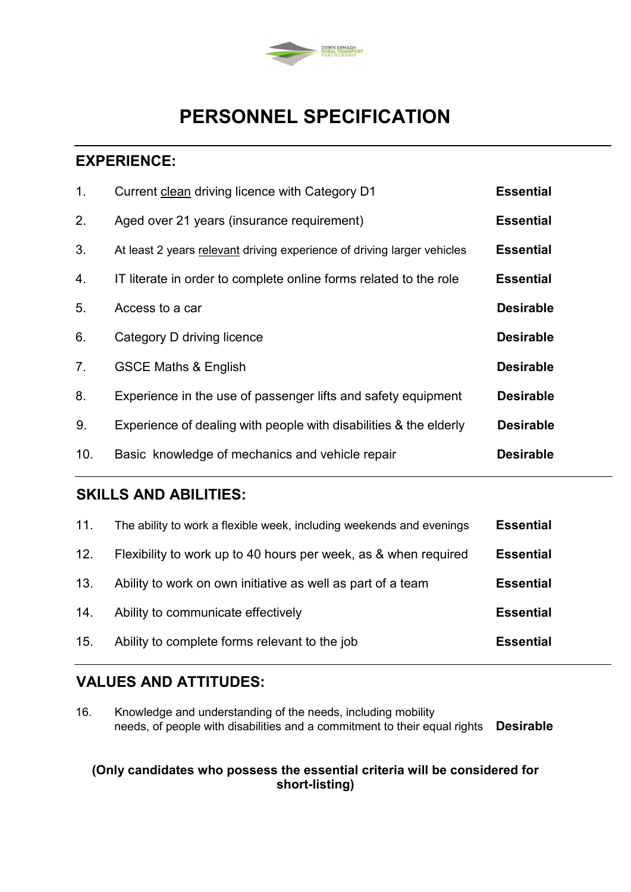# PERSONNEL SPECIFICATION

## EXPERIENCE:

| | | |
|---|---|---|
| 1. | Current <u>clean</u> driving licence with Category D1 | **Essential** |
| 2. | Aged over 21 years (insurance requirement) | **Essential** |
| 3. | At least 2 years <u>relevant</u> driving experience of driving larger vehicles | **Essential** |
| 4. | IT literate in order to complete online forms related to the role | **Essential** |
| 5. | Access to a car | **Desirable** |
| 6. | Category D driving licence | **Desirable** |
| 7. | GSCE Maths & English | **Desirable** |
| 8. | Experience in the use of passenger lifts and safety equipment | **Desirable** |
| 9. | Experience of dealing with people with disabilities & the elderly | **Desirable** |
| 10. | Basic knowledge of mechanics and vehicle repair | **Desirable** |

## SKILLS AND ABILITIES:

| | | |
|---|---|---|
| 11. | The ability to work a flexible week, including weekends and evenings | **Essential** |
| 12. | Flexibility to work up to 40 hours per week, as & when required | **Essential** |
| 13. | Ability to work on own initiative as well as part of a team | **Essential** |
| 14. | Ability to communicate effectively | **Essential** |
| 15. | Ability to complete forms relevant to the job | **Essential** |

## VALUES AND ATTITUDES:

| | | |
|---|---|---|
| 16. | Knowledge and understanding of the needs, including mobility needs, of people with disabilities and a commitment to their equal rights | **Desirable** |

**(Only candidates who possess the essential criteria will be considered for short-listing)**